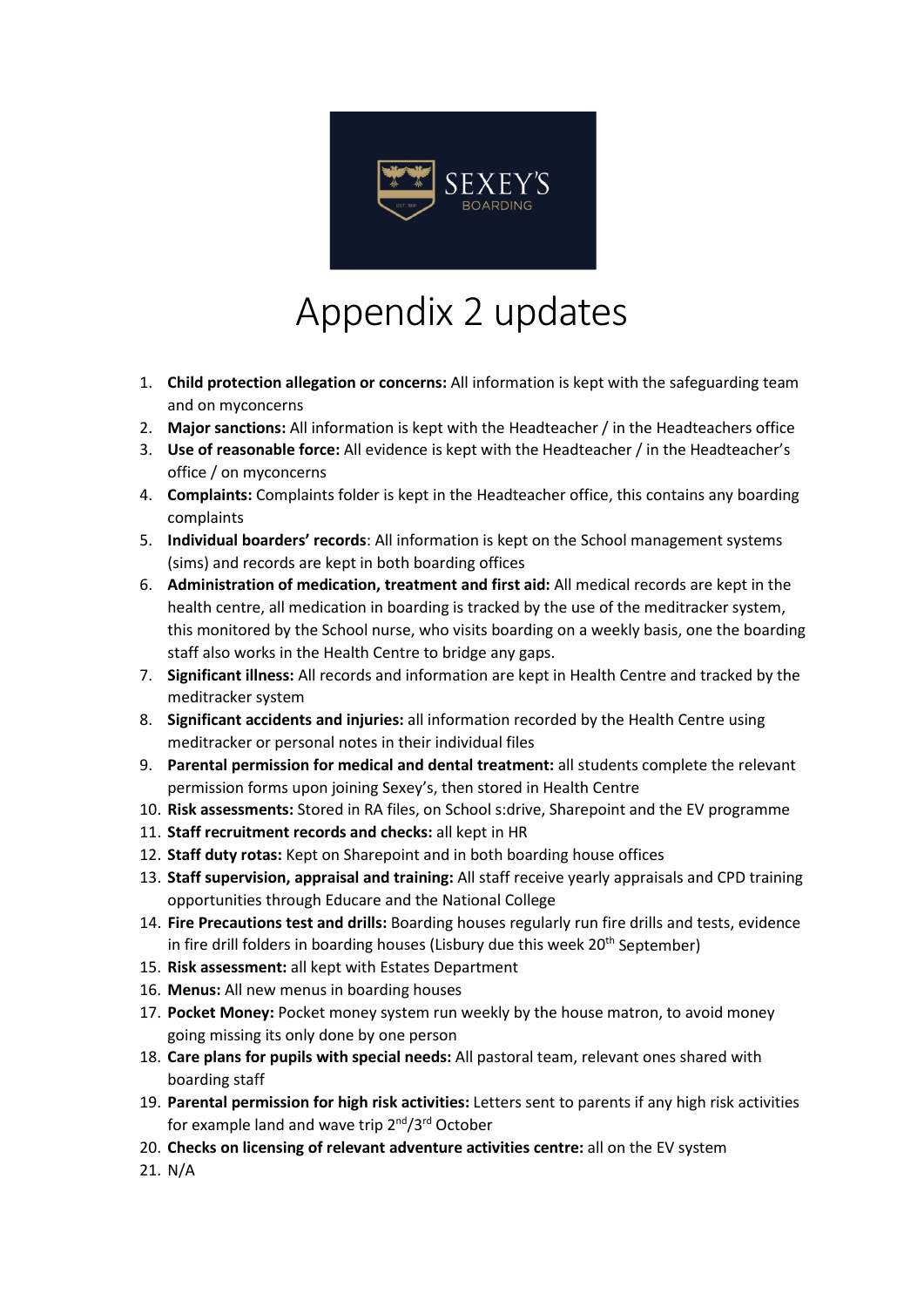SEXEY'S BOARDING

# Appendix 2 updates

1. **Child protection allegation or concerns:** All information is kept with the safeguarding team and on myconcerns
2. **Major sanctions:** All information is kept with the Headteacher / in the Headteachers office
3. **Use of reasonable force:** All evidence is kept with the Headteacher / in the Headteacher's office / on myconcerns
4. **Complaints:** Complaints folder is kept in the Headteacher office, this contains any boarding complaints
5. **Individual boarders' records**: All information is kept on the School management systems (sims) and records are kept in both boarding offices
6. **Administration of medication, treatment and first aid:** All medical records are kept in the health centre, all medication in boarding is tracked by the use of the meditracker system, this monitored by the School nurse, who visits boarding on a weekly basis, one the boarding staff also works in the Health Centre to bridge any gaps.
7. **Significant illness:** All records and information are kept in Health Centre and tracked by the meditracker system
8. **Significant accidents and injuries:** all information recorded by the Health Centre using meditracker or personal notes in their individual files
9. **Parental permission for medical and dental treatment:** all students complete the relevant permission forms upon joining Sexey's, then stored in Health Centre
10. **Risk assessments:** Stored in RA files, on School s:drive, Sharepoint and the EV programme
11. **Staff recruitment records and checks:** all kept in HR
12. **Staff duty rotas:** Kept on Sharepoint and in both boarding house offices
13. **Staff supervision, appraisal and training:** All staff receive yearly appraisals and CPD training opportunities through Educare and the National College
14. **Fire Precautions test and drills:** Boarding houses regularly run fire drills and tests, evidence in fire drill folders in boarding houses (Lisbury due this week 20th September)
15. **Risk assessment:** all kept with Estates Department
16. **Menus:** All new menus in boarding houses
17. **Pocket Money:** Pocket money system run weekly by the house matron, to avoid money going missing its only done by one person
18. **Care plans for pupils with special needs:** All pastoral team, relevant ones shared with boarding staff
19. **Parental permission for high risk activities:** Letters sent to parents if any high risk activities for example land and wave trip 2nd/3rd October
20. **Checks on licensing of relevant adventure activities centre:** all on the EV system
21. N/A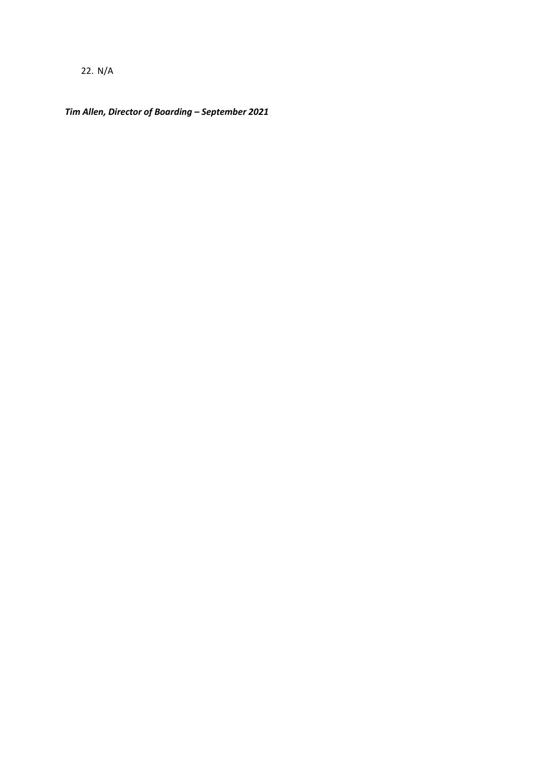22. N/A

***Tim Allen, Director of Boarding – September 2021***